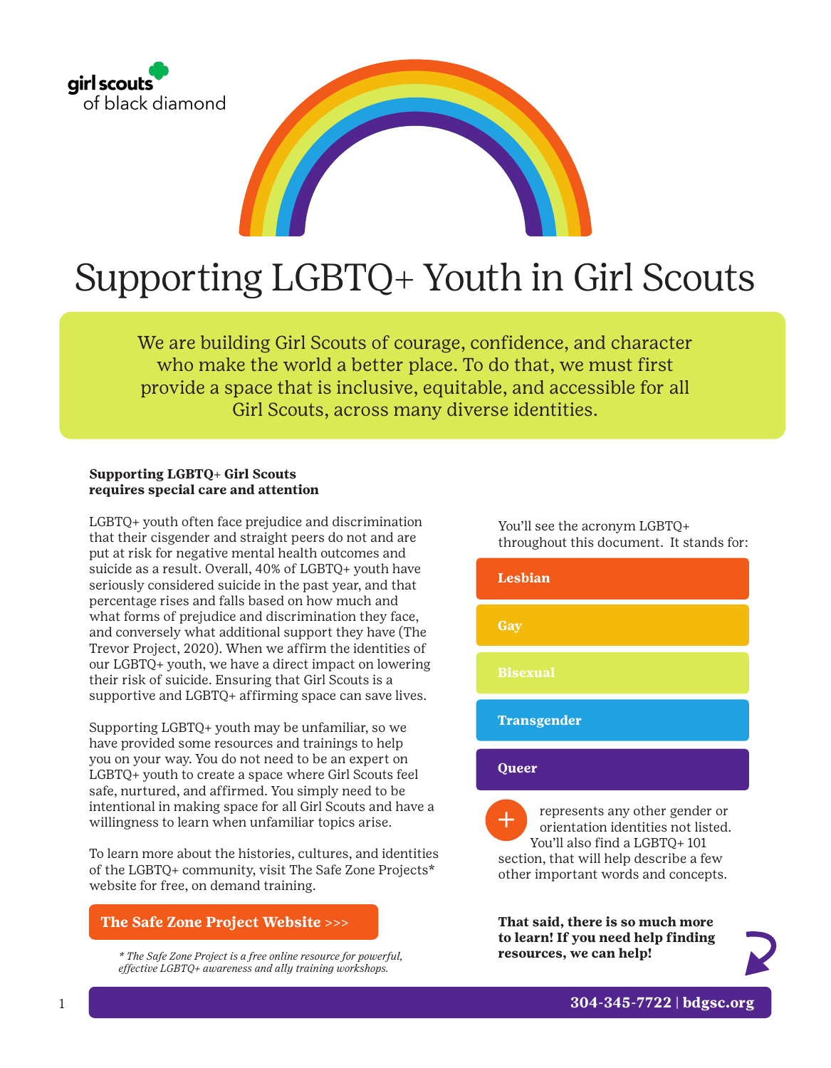girl scouts of black diamond

# Supporting LGBTQ+ Youth in Girl Scouts

We are building Girl Scouts of courage, confidence, and character who make the world a better place. To do that, we must first provide a space that is inclusive, equitable, and accessible for all Girl Scouts, across many diverse identities.

**Supporting LGBTQ+ Girl Scouts requires special care and attention**

LGBTQ+ youth often face prejudice and discrimination that their cisgender and straight peers do not and are put at risk for negative mental health outcomes and suicide as a result. Overall, 40% of LGBTQ+ youth have seriously considered suicide in the past year, and that percentage rises and falls based on how much and what forms of prejudice and discrimination they face, and conversely what additional support they have (The Trevor Project, 2020). When we affirm the identities of our LGBTQ+ youth, we have a direct impact on lowering their risk of suicide. Ensuring that Girl Scouts is a supportive and LGBTQ+ affirming space can save lives.

Supporting LGBTQ+ youth may be unfamiliar, so we have provided some resources and trainings to help you on your way. You do not need to be an expert on LGBTQ+ youth to create a space where Girl Scouts feel safe, nurtured, and affirmed. You simply need to be intentional in making space for all Girl Scouts and have a willingness to learn when unfamiliar topics arise.

To learn more about the histories, cultures, and identities of the LGBTQ+ community, visit The Safe Zone Projects* website for free, on demand training.

**The Safe Zone Project Website >>>**

*\* The Safe Zone Project is a free online resource for powerful, effective LGBTQ+ awareness and ally training workshops.*

You'll see the acronym LGBTQ+ throughout this document. It stands for:

- **Lesbian**
- **Gay**
- **Bisexual**
- **Transgender**
- **Queer**

**+** represents any other gender or orientation identities not listed. You'll also find a LGBTQ+ 101 section, that will help describe a few other important words and concepts.

**That said, there is so much more to learn! If you need help finding resources, we can help!**

**304-345-7722 | bdgsc.org**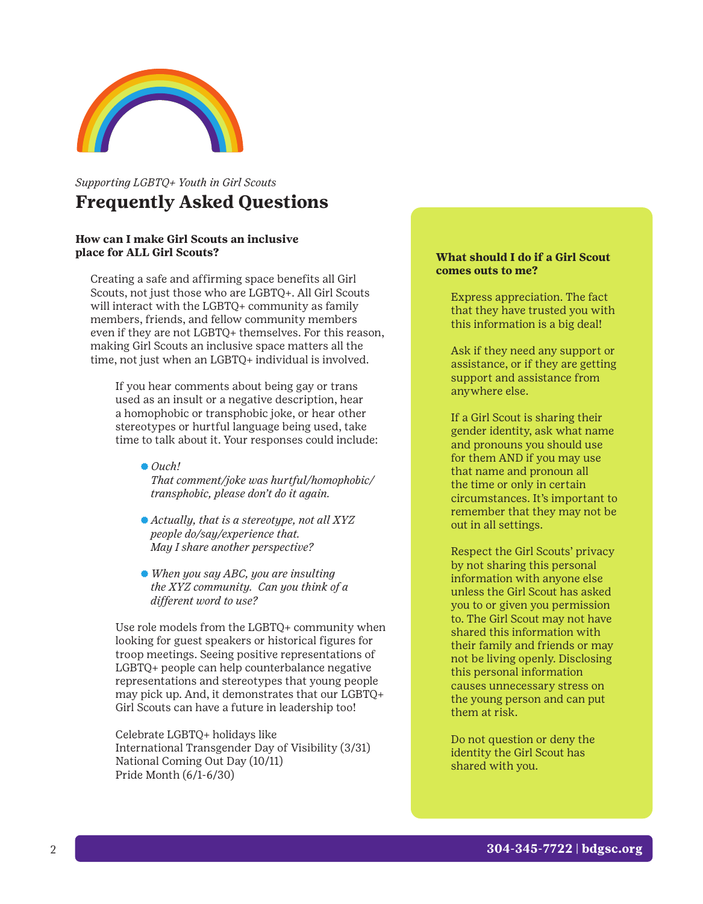*Supporting LGBTQ+ Youth in Girl Scouts*

# Frequently Asked Questions

**How can I make Girl Scouts an inclusive place for ALL Girl Scouts?**

Creating a safe and affirming space benefits all Girl Scouts, not just those who are LGBTQ+. All Girl Scouts will interact with the LGBTQ+ community as family members, friends, and fellow community members even if they are not LGBTQ+ themselves. For this reason, making Girl Scouts an inclusive space matters all the time, not just when an LGBTQ+ individual is involved.

If you hear comments about being gay or trans used as an insult or a negative description, hear a homophobic or transphobic joke, or hear other stereotypes or hurtful language being used, take time to talk about it. Your responses could include:

- *Ouch!*
  *That comment/joke was hurtful/homophobic/transphobic, please don't do it again.*
- *Actually, that is a stereotype, not all XYZ people do/say/experience that.*
  *May I share another perspective?*
- *When you say ABC, you are insulting the XYZ community. Can you think of a different word to use?*

Use role models from the LGBTQ+ community when looking for guest speakers or historical figures for troop meetings. Seeing positive representations of LGBTQ+ people can help counterbalance negative representations and stereotypes that young people may pick up. And, it demonstrates that our LGBTQ+ Girl Scouts can have a future in leadership too!

Celebrate LGBTQ+ holidays like
International Transgender Day of Visibility (3/31)
National Coming Out Day (10/11)
Pride Month (6/1-6/30)

**What should I do if a Girl Scout comes outs to me?**

Express appreciation. The fact that they have trusted you with this information is a big deal!

Ask if they need any support or assistance, or if they are getting support and assistance from anywhere else.

If a Girl Scout is sharing their gender identity, ask what name and pronouns you should use for them AND if you may use that name and pronoun all the time or only in certain circumstances. It's important to remember that they may not be out in all settings.

Respect the Girl Scouts' privacy by not sharing this personal information with anyone else unless the Girl Scout has asked you to or given you permission to. The Girl Scout may not have shared this information with their family and friends or may not be living openly. Disclosing this personal information causes unnecessary stress on the young person and can put them at risk.

Do not question or deny the identity the Girl Scout has shared with you.

**304-345-7722 | bdgsc.org**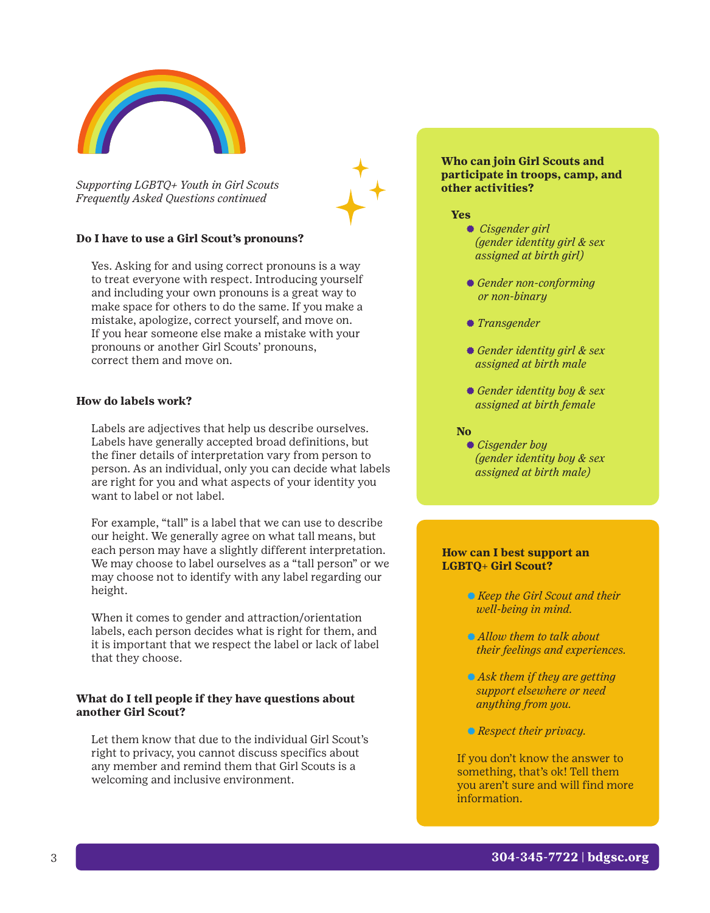*Supporting LGBTQ+ Youth in Girl Scouts*
*Frequently Asked Questions continued*

**Do I have to use a Girl Scout's pronouns?**

Yes. Asking for and using correct pronouns is a way to treat everyone with respect. Introducing yourself and including your own pronouns is a great way to make space for others to do the same. If you make a mistake, apologize, correct yourself, and move on. If you hear someone else make a mistake with your pronouns or another Girl Scouts' pronouns, correct them and move on.

**How do labels work?**

Labels are adjectives that help us describe ourselves. Labels have generally accepted broad definitions, but the finer details of interpretation vary from person to person. As an individual, only you can decide what labels are right for you and what aspects of your identity you want to label or not label.

For example, "tall" is a label that we can use to describe our height. We generally agree on what tall means, but each person may have a slightly different interpretation. We may choose to label ourselves as a "tall person" or we may choose not to identify with any label regarding our height.

When it comes to gender and attraction/orientation labels, each person decides what is right for them, and it is important that we respect the label or lack of label that they choose.

**What do I tell people if they have questions about another Girl Scout?**

Let them know that due to the individual Girl Scout's right to privacy, you cannot discuss specifics about any member and remind them that Girl Scouts is a welcoming and inclusive environment.

**Who can join Girl Scouts and participate in troops, camp, and other activities?**

**Yes**

- *Cisgender girl (gender identity girl & sex assigned at birth girl)*
- *Gender non-conforming or non-binary*
- *Transgender*
- *Gender identity girl & sex assigned at birth male*
- *Gender identity boy & sex assigned at birth female*

**No**

- *Cisgender boy (gender identity boy & sex assigned at birth male)*

**How can I best support an LGBTQ+ Girl Scout?**

- *Keep the Girl Scout and their well-being in mind.*
- *Allow them to talk about their feelings and experiences.*
- *Ask them if they are getting support elsewhere or need anything from you.*
- *Respect their privacy.*

If you don't know the answer to something, that's ok! Tell them you aren't sure and will find more information.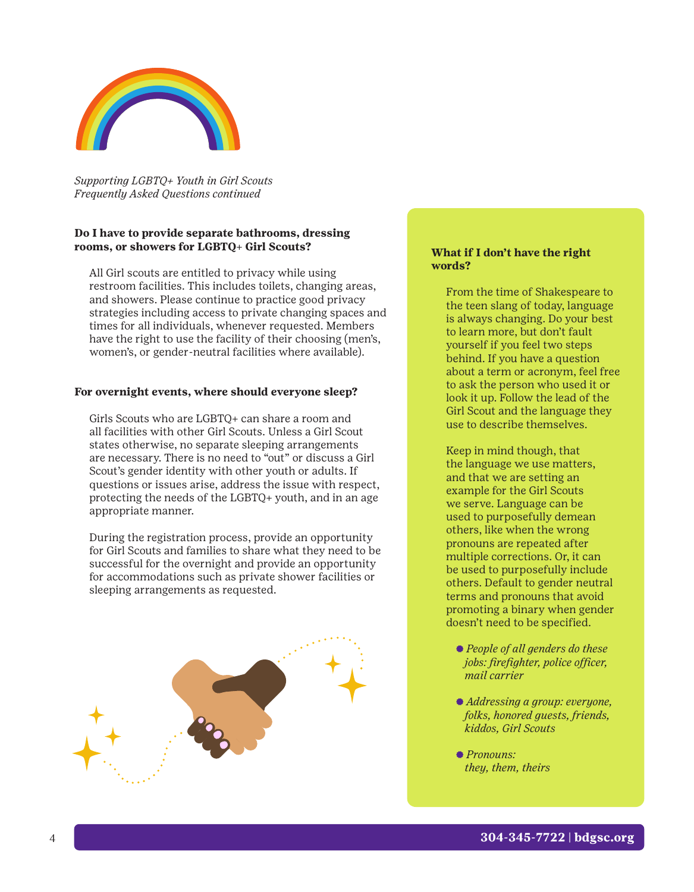*Supporting LGBTQ+ Youth in Girl Scouts*
*Frequently Asked Questions continued*

**Do I have to provide separate bathrooms, dressing rooms, or showers for LGBTQ+ Girl Scouts?**

All Girl scouts are entitled to privacy while using restroom facilities. This includes toilets, changing areas, and showers. Please continue to practice good privacy strategies including access to private changing spaces and times for all individuals, whenever requested. Members have the right to use the facility of their choosing (men's, women's, or gender-neutral facilities where available).

**For overnight events, where should everyone sleep?**

Girls Scouts who are LGBTQ+ can share a room and all facilities with other Girl Scouts. Unless a Girl Scout states otherwise, no separate sleeping arrangements are necessary. There is no need to "out" or discuss a Girl Scout's gender identity with other youth or adults. If questions or issues arise, address the issue with respect, protecting the needs of the LGBTQ+ youth, and in an age appropriate manner.

During the registration process, provide an opportunity for Girl Scouts and families to share what they need to be successful for the overnight and provide an opportunity for accommodations such as private shower facilities or sleeping arrangements as requested.

**What if I don't have the right words?**

From the time of Shakespeare to the teen slang of today, language is always changing. Do your best to learn more, but don't fault yourself if you feel two steps behind. If you have a question about a term or acronym, feel free to ask the person who used it or look it up. Follow the lead of the Girl Scout and the language they use to describe themselves.

Keep in mind though, that the language we use matters, and that we are setting an example for the Girl Scouts we serve. Language can be used to purposefully demean others, like when the wrong pronouns are repeated after multiple corrections. Or, it can be used to purposefully include others. Default to gender neutral terms and pronouns that avoid promoting a binary when gender doesn't need to be specified.

- *People of all genders do these jobs: firefighter, police officer, mail carrier*
- *Addressing a group: everyone, folks, honored guests, friends, kiddos, Girl Scouts*
- *Pronouns: they, them, theirs*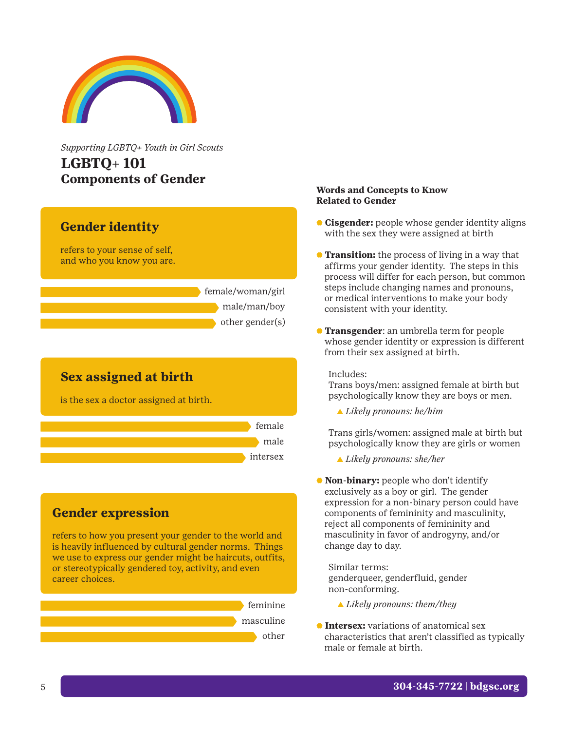*Supporting LGBTQ+ Youth in Girl Scouts*

# LGBTQ+ 101
## Components of Gender

### Gender identity

refers to your sense of self, and who you know you are.

- female/woman/girl
- male/man/boy
- other gender(s)

### Sex assigned at birth

is the sex a doctor assigned at birth.

- female
- male
- intersex

### Gender expression

refers to how you present your gender to the world and is heavily influenced by cultural gender norms. Things we use to express our gender might be haircuts, outfits, or stereotypically gendered toy, activity, and even career choices.

- feminine
- masculine
- other

### Words and Concepts to Know Related to Gender

- **Cisgender:** people whose gender identity aligns with the sex they were assigned at birth
- **Transition:** the process of living in a way that affirms your gender identity. The steps in this process will differ for each person, but common steps include changing names and pronouns, or medical interventions to make your body consistent with your identity.
- **Transgender**: an umbrella term for people whose gender identity or expression is different from their sex assigned at birth.

  Includes:
  Trans boys/men: assigned female at birth but psychologically know they are boys or men.

  - *Likely pronouns: he/him*

  Trans girls/women: assigned male at birth but psychologically know they are girls or women

  - *Likely pronouns: she/her*

- **Non-binary:** people who don't identify exclusively as a boy or girl. The gender expression for a non-binary person could have components of femininity and masculinity, reject all components of femininity and masculinity in favor of androgyny, and/or change day to day.

  Similar terms:
  genderqueer, genderfluid, gender non-conforming.

  - *Likely pronouns: them/they*

- **Intersex:** variations of anatomical sex characteristics that aren't classified as typically male or female at birth.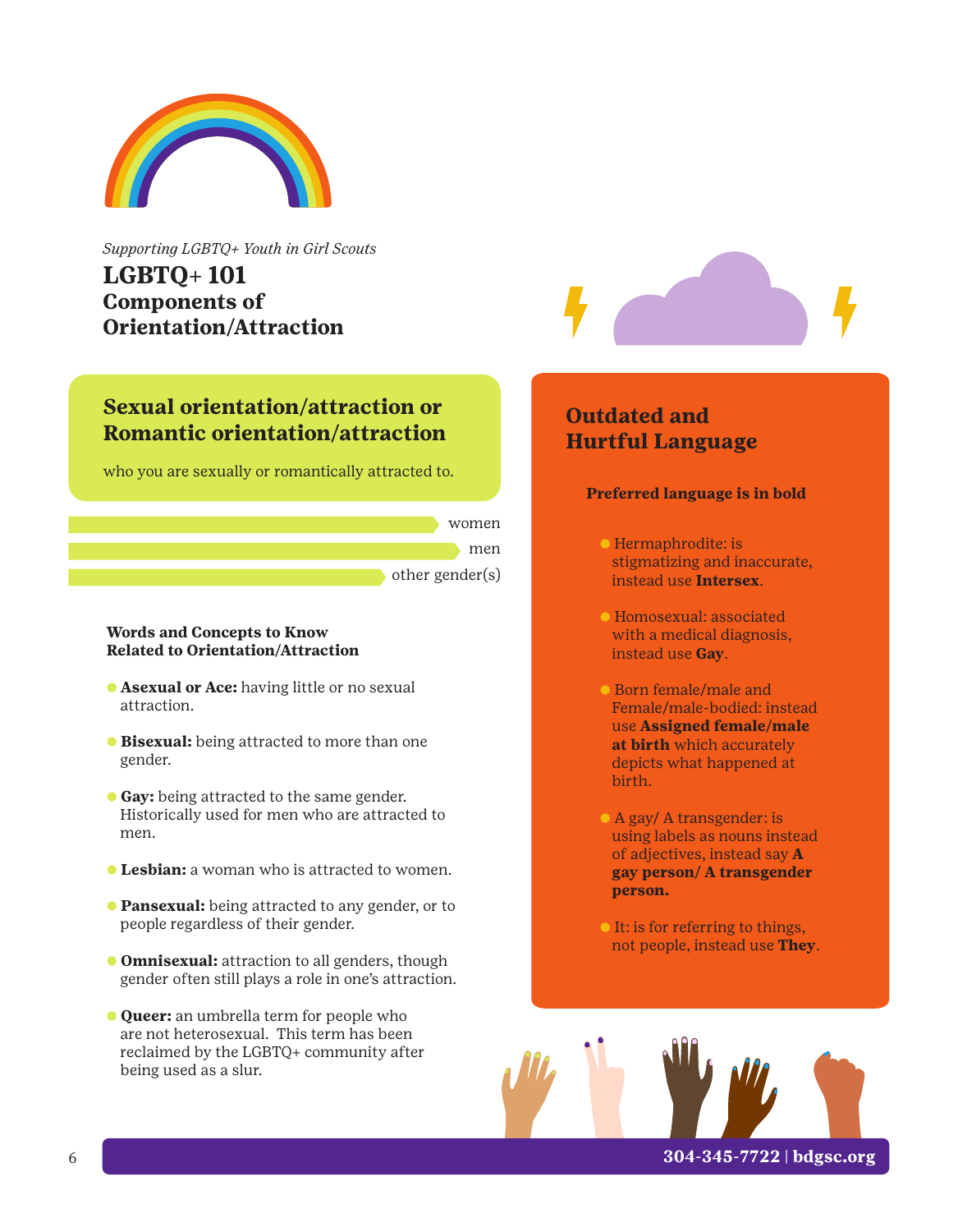*Supporting LGBTQ+ Youth in Girl Scouts*

# LGBTQ+ 101

## Components of Orientation/Attraction

### Sexual orientation/attraction or Romantic orientation/attraction

who you are sexually or romantically attracted to.

- women
- men
- other gender(s)

**Words and Concepts to Know Related to Orientation/Attraction**

- **Asexual or Ace:** having little or no sexual attraction.
- **Bisexual:** being attracted to more than one gender.
- **Gay:** being attracted to the same gender. Historically used for men who are attracted to men.
- **Lesbian:** a woman who is attracted to women.
- **Pansexual:** being attracted to any gender, or to people regardless of their gender.
- **Omnisexual:** attraction to all genders, though gender often still plays a role in one's attraction.
- **Queer:** an umbrella term for people who are not heterosexual. This term has been reclaimed by the LGBTQ+ community after being used as a slur.

### Outdated and Hurtful Language

**Preferred language is in bold**

- Hermaphrodite: is stigmatizing and inaccurate, instead use **Intersex**.
- Homosexual: associated with a medical diagnosis, instead use **Gay**.
- Born female/male and Female/male-bodied: instead use **Assigned female/male at birth** which accurately depicts what happened at birth.
- A gay/ A transgender: is using labels as nouns instead of adjectives, instead say **A gay person/ A transgender person.**
- It: is for referring to things, not people, instead use **They**.

**304-345-7722 | bdgsc.org**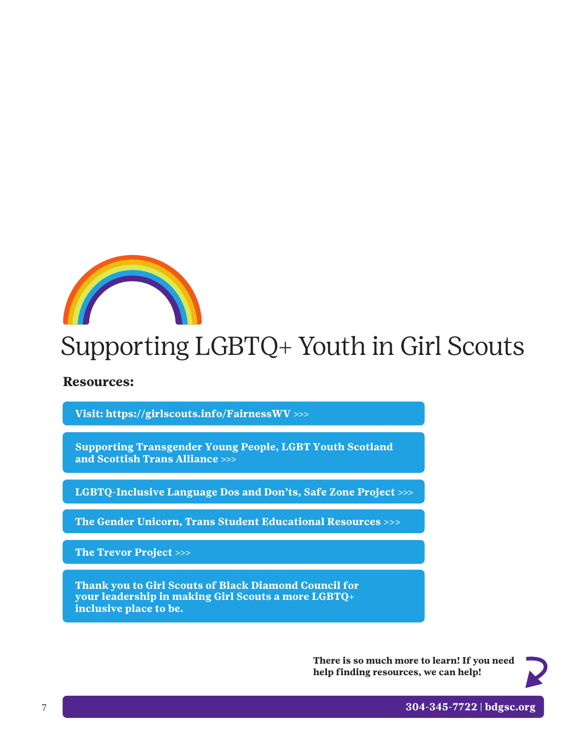# Supporting LGBTQ+ Youth in Girl Scouts

**Resources:**

**Visit: https://girlscouts.info/FairnessWV** >>>

**Supporting Transgender Young People, LGBT Youth Scotland and Scottish Trans Alliance** >>>

**LGBTQ-Inclusive Language Dos and Don'ts, Safe Zone Project** >>>

**The Gender Unicorn, Trans Student Educational Resources** >>>

**The Trevor Project** >>>

**Thank you to Girl Scouts of Black Diamond Council for your leadership in making Girl Scouts a more LGBTQ+ inclusive place to be.**

**There is so much more to learn! If you need help finding resources, we can help!**

**304-345-7722 | bdgsc.org**